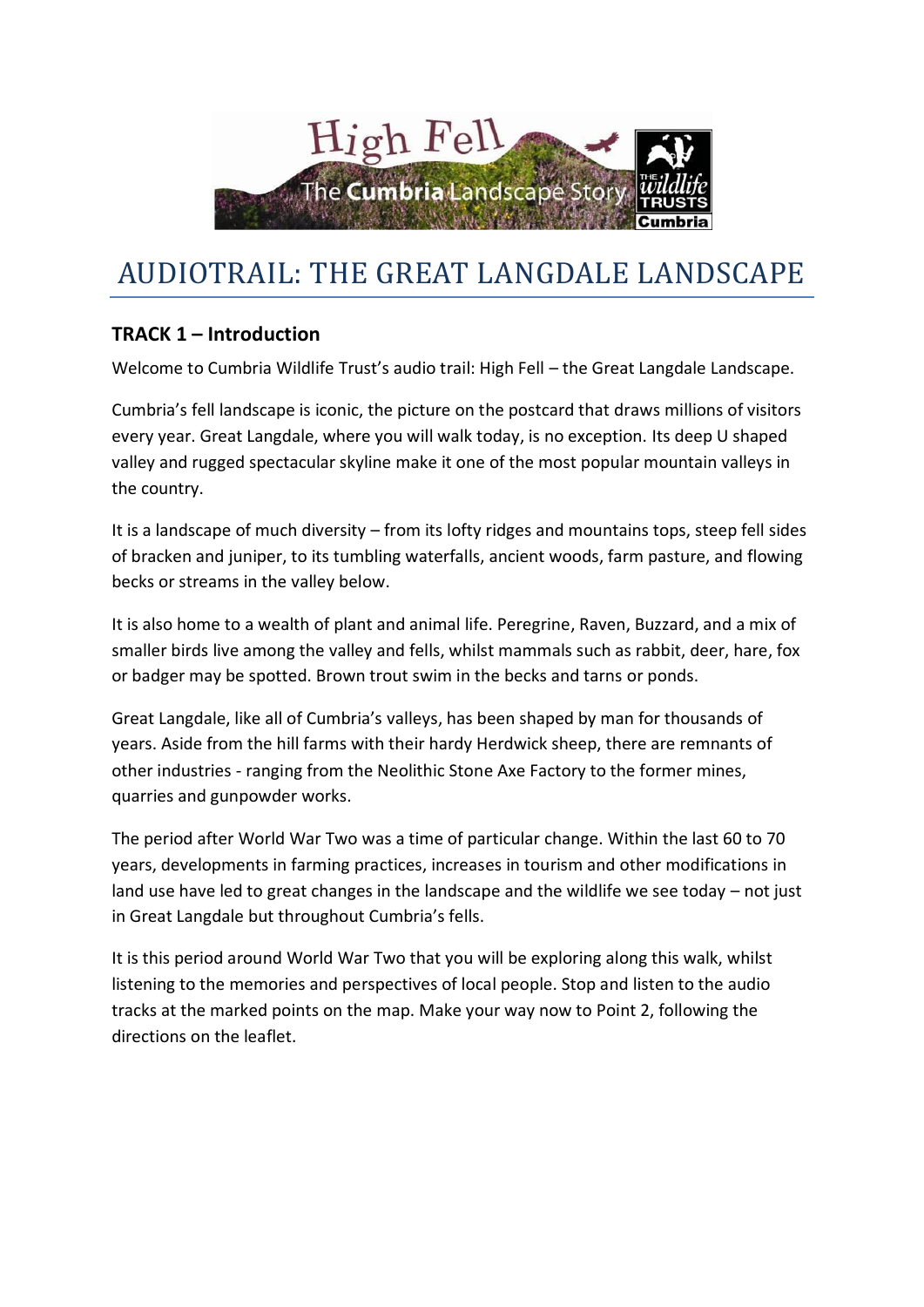# AUDIOTRAIL: THE GREAT LANGDALE LANDSCAPE

## TRACK 1 – Introduction

Welcome to Cumbria Wildlife Trust's audio trail: High Fell – the Great Langdale Landscape.

Cumbria's fell landscape is iconic, the picture on the postcard that draws millions of visitors every year. Great Langdale, where you will walk today, is no exception. Its deep U shaped valley and rugged spectacular skyline make it one of the most popular mountain valleys in the country.

It is a landscape of much diversity – from its lofty ridges and mountains tops, steep fell sides of bracken and juniper, to its tumbling waterfalls, ancient woods, farm pasture, and flowing becks or streams in the valley below.

It is also home to a wealth of plant and animal life. Peregrine, Raven, Buzzard, and a mix of smaller birds live among the valley and fells, whilst mammals such as rabbit, deer, hare, fox or badger may be spotted. Brown trout swim in the becks and tarns or ponds.

Great Langdale, like all of Cumbria's valleys, has been shaped by man for thousands of years. Aside from the hill farms with their hardy Herdwick sheep, there are remnants of other industries - ranging from the Neolithic Stone Axe Factory to the former mines, quarries and gunpowder works.

The period after World War Two was a time of particular change. Within the last 60 to 70 years, developments in farming practices, increases in tourism and other modifications in land use have led to great changes in the landscape and the wildlife we see today – not just in Great Langdale but throughout Cumbria's fells.

It is this period around World War Two that you will be exploring along this walk, whilst listening to the memories and perspectives of local people. Stop and listen to the audio tracks at the marked points on the map. Make your way now to Point 2, following the directions on the leaflet.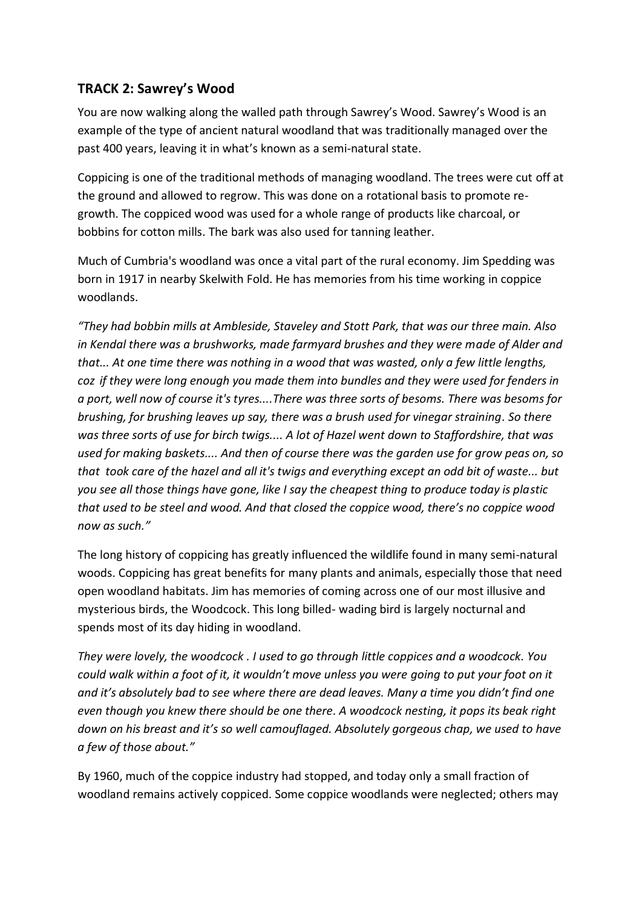## TRACK 2: Sawrey's Wood

You are now walking along the walled path through Sawrey's Wood. Sawrey's Wood is an example of the type of ancient natural woodland that was traditionally managed over the past 400 years, leaving it in what's known as a semi-natural state.

Coppicing is one of the traditional methods of managing woodland. The trees were cut off at the ground and allowed to regrow. This was done on a rotational basis to promote re-growth. The coppiced wood was used for a whole range of products like charcoal, or bobbins for cotton mills. The bark was also used for tanning leather.

Much of Cumbria's woodland was once a vital part of the rural economy. Jim Spedding was born in 1917 in nearby Skelwith Fold. He has memories from his time working in coppice woodlands.

*"They had bobbin mills at Ambleside, Staveley and Stott Park, that was our three main. Also in Kendal there was a brushworks, made farmyard brushes and they were made of Alder and that... At one time there was nothing in a wood that was wasted, only a few little lengths, coz if they were long enough you made them into bundles and they were used for fenders in a port, well now of course it's tyres....There was three sorts of besoms. There was besoms for brushing, for brushing leaves up say, there was a brush used for vinegar straining. So there was three sorts of use for birch twigs.... A lot of Hazel went down to Staffordshire, that was used for making baskets.... And then of course there was the garden use for grow peas on, so that took care of the hazel and all it's twigs and everything except an odd bit of waste... but you see all those things have gone, like I say the cheapest thing to produce today is plastic that used to be steel and wood. And that closed the coppice wood, there's no coppice wood now as such."*

The long history of coppicing has greatly influenced the wildlife found in many semi-natural woods. Coppicing has great benefits for many plants and animals, especially those that need open woodland habitats. Jim has memories of coming across one of our most illusive and mysterious birds, the Woodcock. This long billed- wading bird is largely nocturnal and spends most of its day hiding in woodland.

*They were lovely, the woodcock . I used to go through little coppices and a woodcock. You could walk within a foot of it, it wouldn't move unless you were going to put your foot on it and it's absolutely bad to see where there are dead leaves. Many a time you didn't find one even though you knew there should be one there. A woodcock nesting, it pops its beak right down on his breast and it's so well camouflaged. Absolutely gorgeous chap, we used to have a few of those about."*

By 1960, much of the coppice industry had stopped, and today only a small fraction of woodland remains actively coppiced. Some coppice woodlands were neglected; others may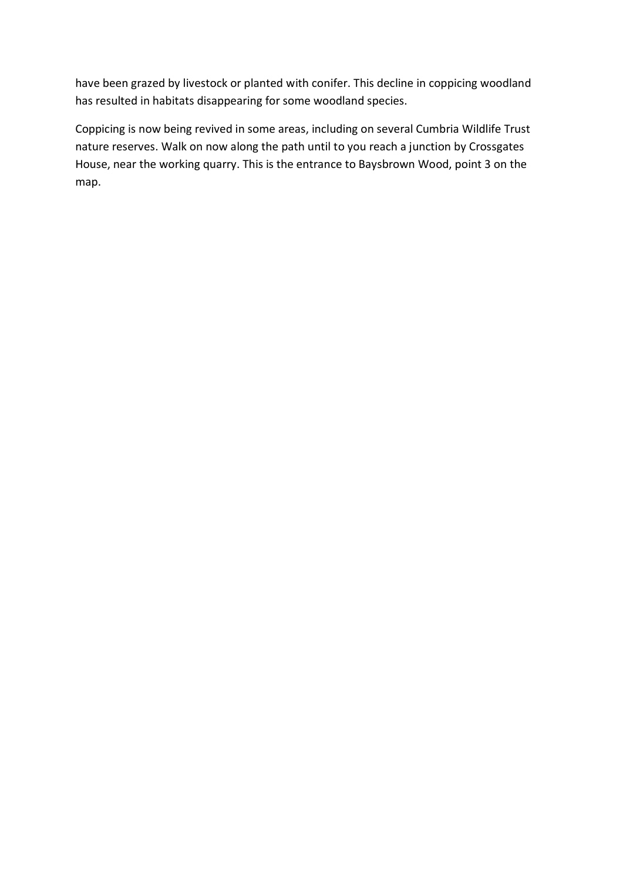have been grazed by livestock or planted with conifer. This decline in coppicing woodland has resulted in habitats disappearing for some woodland species.

Coppicing is now being revived in some areas, including on several Cumbria Wildlife Trust nature reserves. Walk on now along the path until to you reach a junction by Crossgates House, near the working quarry. This is the entrance to Baysbrown Wood, point 3 on the map.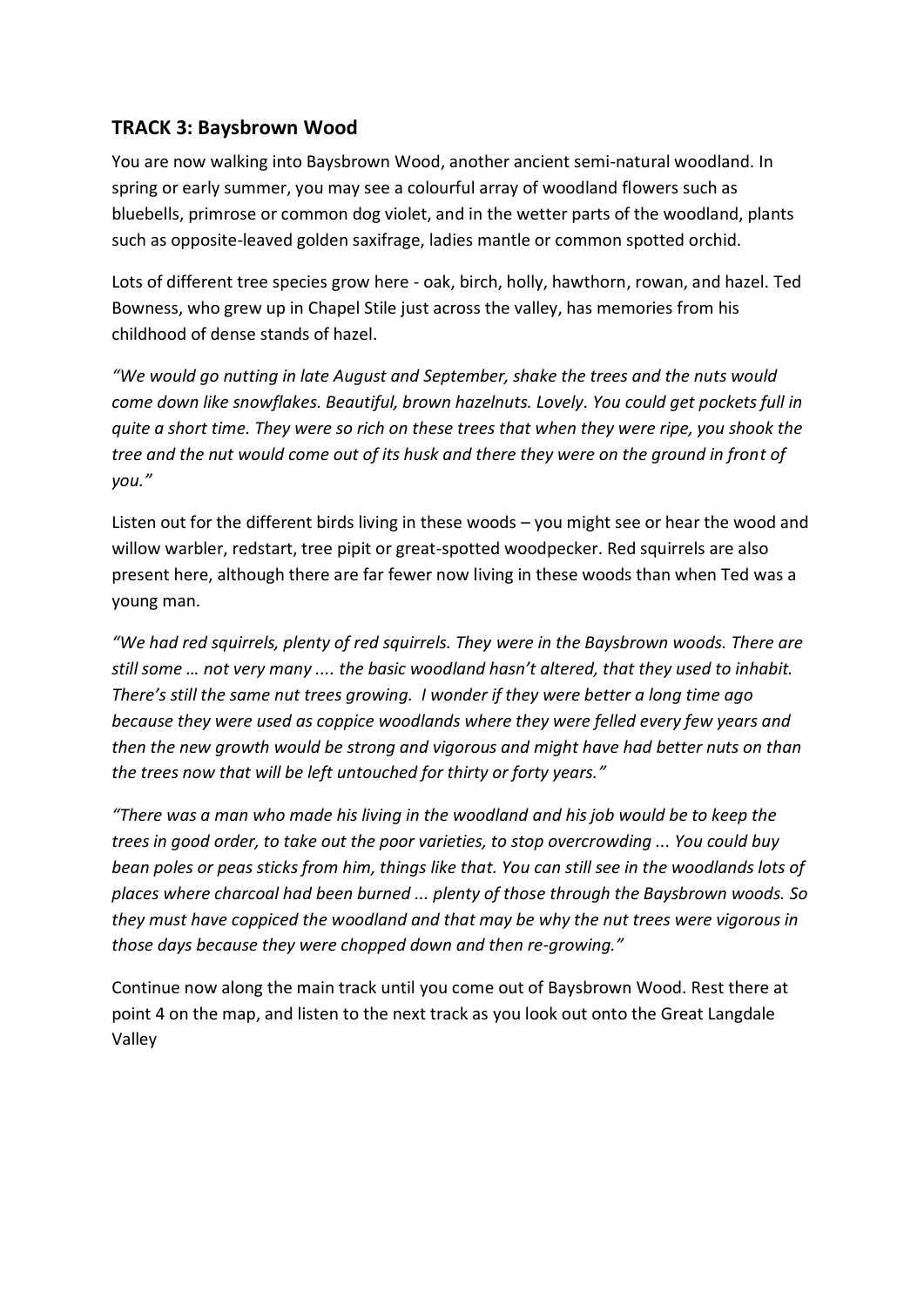## TRACK 3: Baysbrown Wood

You are now walking into Baysbrown Wood, another ancient semi-natural woodland. In spring or early summer, you may see a colourful array of woodland flowers such as bluebells, primrose or common dog violet, and in the wetter parts of the woodland, plants such as opposite-leaved golden saxifrage, ladies mantle or common spotted orchid.

Lots of different tree species grow here - oak, birch, holly, hawthorn, rowan, and hazel. Ted Bowness, who grew up in Chapel Stile just across the valley, has memories from his childhood of dense stands of hazel.

*"We would go nutting in late August and September, shake the trees and the nuts would come down like snowflakes. Beautiful, brown hazelnuts. Lovely. You could get pockets full in quite a short time. They were so rich on these trees that when they were ripe, you shook the tree and the nut would come out of its husk and there they were on the ground in front of you."*

Listen out for the different birds living in these woods – you might see or hear the wood and willow warbler, redstart, tree pipit or great-spotted woodpecker. Red squirrels are also present here, although there are far fewer now living in these woods than when Ted was a young man.

*"We had red squirrels, plenty of red squirrels. They were in the Baysbrown woods. There are still some … not very many .... the basic woodland hasn't altered, that they used to inhabit. There's still the same nut trees growing. I wonder if they were better a long time ago because they were used as coppice woodlands where they were felled every few years and then the new growth would be strong and vigorous and might have had better nuts on than the trees now that will be left untouched for thirty or forty years."*

*"There was a man who made his living in the woodland and his job would be to keep the trees in good order, to take out the poor varieties, to stop overcrowding ... You could buy bean poles or peas sticks from him, things like that. You can still see in the woodlands lots of places where charcoal had been burned ... plenty of those through the Baysbrown woods. So they must have coppiced the woodland and that may be why the nut trees were vigorous in those days because they were chopped down and then re-growing."*

Continue now along the main track until you come out of Baysbrown Wood. Rest there at point 4 on the map, and listen to the next track as you look out onto the Great Langdale Valley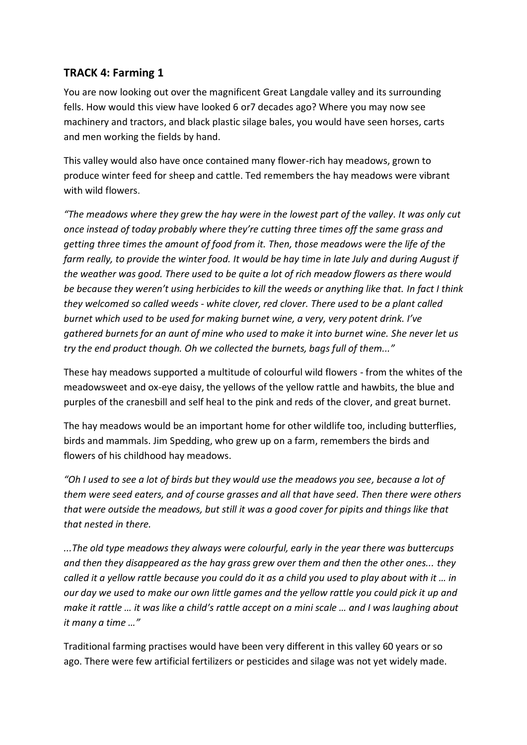## TRACK 4: Farming 1

You are now looking out over the magnificent Great Langdale valley and its surrounding fells. How would this view have looked 6 or7 decades ago? Where you may now see machinery and tractors, and black plastic silage bales, you would have seen horses, carts and men working the fields by hand.

This valley would also have once contained many flower-rich hay meadows, grown to produce winter feed for sheep and cattle. Ted remembers the hay meadows were vibrant with wild flowers.

*"The meadows where they grew the hay were in the lowest part of the valley. It was only cut once instead of today probably where they're cutting three times off the same grass and getting three times the amount of food from it. Then, those meadows were the life of the farm really, to provide the winter food. It would be hay time in late July and during August if the weather was good. There used to be quite a lot of rich meadow flowers as there would be because they weren't using herbicides to kill the weeds or anything like that. In fact I think they welcomed so called weeds - white clover, red clover. There used to be a plant called burnet which used to be used for making burnet wine, a very, very potent drink. I've gathered burnets for an aunt of mine who used to make it into burnet wine. She never let us try the end product though. Oh we collected the burnets, bags full of them..."*

These hay meadows supported a multitude of colourful wild flowers - from the whites of the meadowsweet and ox-eye daisy, the yellows of the yellow rattle and hawbits, the blue and purples of the cranesbill and self heal to the pink and reds of the clover, and great burnet.

The hay meadows would be an important home for other wildlife too, including butterflies, birds and mammals. Jim Spedding, who grew up on a farm, remembers the birds and flowers of his childhood hay meadows.

*"Oh I used to see a lot of birds but they would use the meadows you see, because a lot of them were seed eaters, and of course grasses and all that have seed. Then there were others that were outside the meadows, but still it was a good cover for pipits and things like that that nested in there.*

*...The old type meadows they always were colourful, early in the year there was buttercups and then they disappeared as the hay grass grew over them and then the other ones... they called it a yellow rattle because you could do it as a child you used to play about with it … in our day we used to make our own little games and the yellow rattle you could pick it up and make it rattle … it was like a child's rattle accept on a mini scale … and I was laughing about it many a time …"*

Traditional farming practises would have been very different in this valley 60 years or so ago. There were few artificial fertilizers or pesticides and silage was not yet widely made.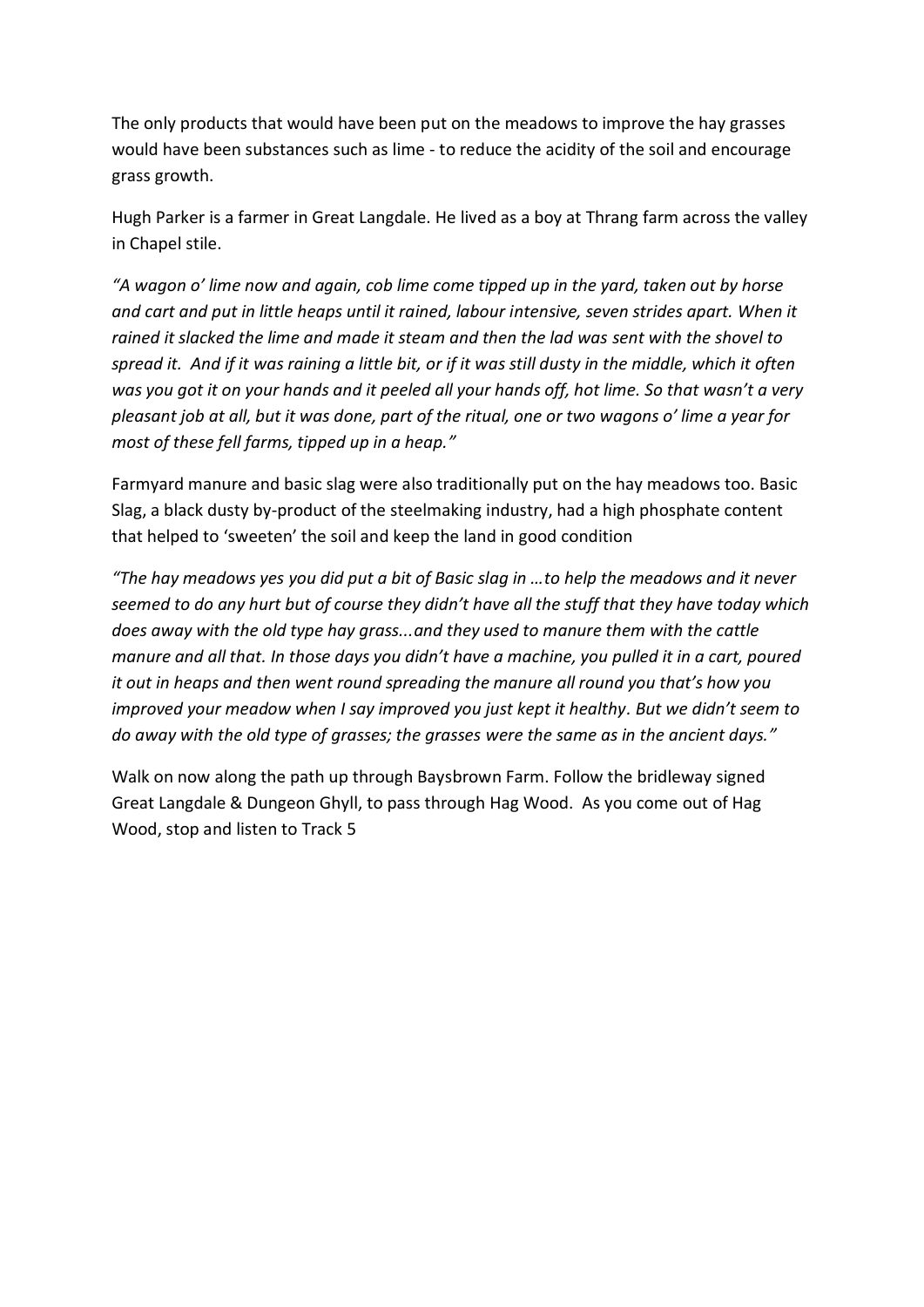The only products that would have been put on the meadows to improve the hay grasses would have been substances such as lime - to reduce the acidity of the soil and encourage grass growth.

Hugh Parker is a farmer in Great Langdale. He lived as a boy at Thrang farm across the valley in Chapel stile.

*"A wagon o' lime now and again, cob lime come tipped up in the yard, taken out by horse and cart and put in little heaps until it rained, labour intensive, seven strides apart. When it rained it slacked the lime and made it steam and then the lad was sent with the shovel to spread it. And if it was raining a little bit, or if it was still dusty in the middle, which it often was you got it on your hands and it peeled all your hands off, hot lime. So that wasn't a very pleasant job at all, but it was done, part of the ritual, one or two wagons o' lime a year for most of these fell farms, tipped up in a heap."*

Farmyard manure and basic slag were also traditionally put on the hay meadows too. Basic Slag, a black dusty by-product of the steelmaking industry, had a high phosphate content that helped to 'sweeten' the soil and keep the land in good condition

*"The hay meadows yes you did put a bit of Basic slag in …to help the meadows and it never seemed to do any hurt but of course they didn't have all the stuff that they have today which does away with the old type hay grass...and they used to manure them with the cattle manure and all that. In those days you didn't have a machine, you pulled it in a cart, poured it out in heaps and then went round spreading the manure all round you that's how you improved your meadow when I say improved you just kept it healthy. But we didn't seem to do away with the old type of grasses; the grasses were the same as in the ancient days."*

Walk on now along the path up through Baysbrown Farm. Follow the bridleway signed Great Langdale & Dungeon Ghyll, to pass through Hag Wood. As you come out of Hag Wood, stop and listen to Track 5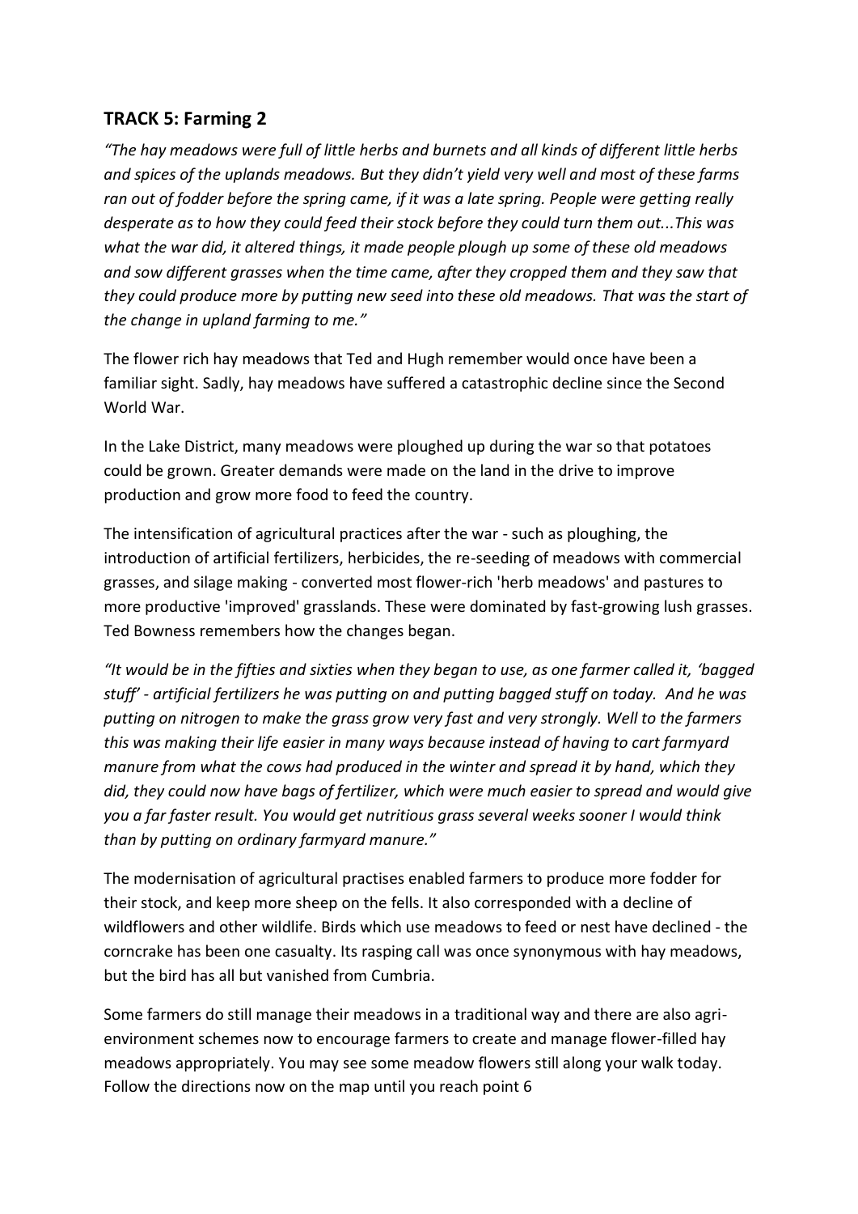## TRACK 5: Farming 2

*"The hay meadows were full of little herbs and burnets and all kinds of different little herbs and spices of the uplands meadows. But they didn't yield very well and most of these farms ran out of fodder before the spring came, if it was a late spring. People were getting really desperate as to how they could feed their stock before they could turn them out...This was what the war did, it altered things, it made people plough up some of these old meadows and sow different grasses when the time came, after they cropped them and they saw that they could produce more by putting new seed into these old meadows. That was the start of the change in upland farming to me."*

The flower rich hay meadows that Ted and Hugh remember would once have been a familiar sight. Sadly, hay meadows have suffered a catastrophic decline since the Second World War.

In the Lake District, many meadows were ploughed up during the war so that potatoes could be grown. Greater demands were made on the land in the drive to improve production and grow more food to feed the country.

The intensification of agricultural practices after the war - such as ploughing, the introduction of artificial fertilizers, herbicides, the re-seeding of meadows with commercial grasses, and silage making - converted most flower-rich 'herb meadows' and pastures to more productive 'improved' grasslands. These were dominated by fast-growing lush grasses. Ted Bowness remembers how the changes began.

*"It would be in the fifties and sixties when they began to use, as one farmer called it, 'bagged stuff' - artificial fertilizers he was putting on and putting bagged stuff on today. And he was putting on nitrogen to make the grass grow very fast and very strongly. Well to the farmers this was making their life easier in many ways because instead of having to cart farmyard manure from what the cows had produced in the winter and spread it by hand, which they did, they could now have bags of fertilizer, which were much easier to spread and would give you a far faster result. You would get nutritious grass several weeks sooner I would think than by putting on ordinary farmyard manure."*

The modernisation of agricultural practises enabled farmers to produce more fodder for their stock, and keep more sheep on the fells. It also corresponded with a decline of wildflowers and other wildlife. Birds which use meadows to feed or nest have declined - the corncrake has been one casualty. Its rasping call was once synonymous with hay meadows, but the bird has all but vanished from Cumbria.

Some farmers do still manage their meadows in a traditional way and there are also agri-environment schemes now to encourage farmers to create and manage flower-filled hay meadows appropriately. You may see some meadow flowers still along your walk today. Follow the directions now on the map until you reach point 6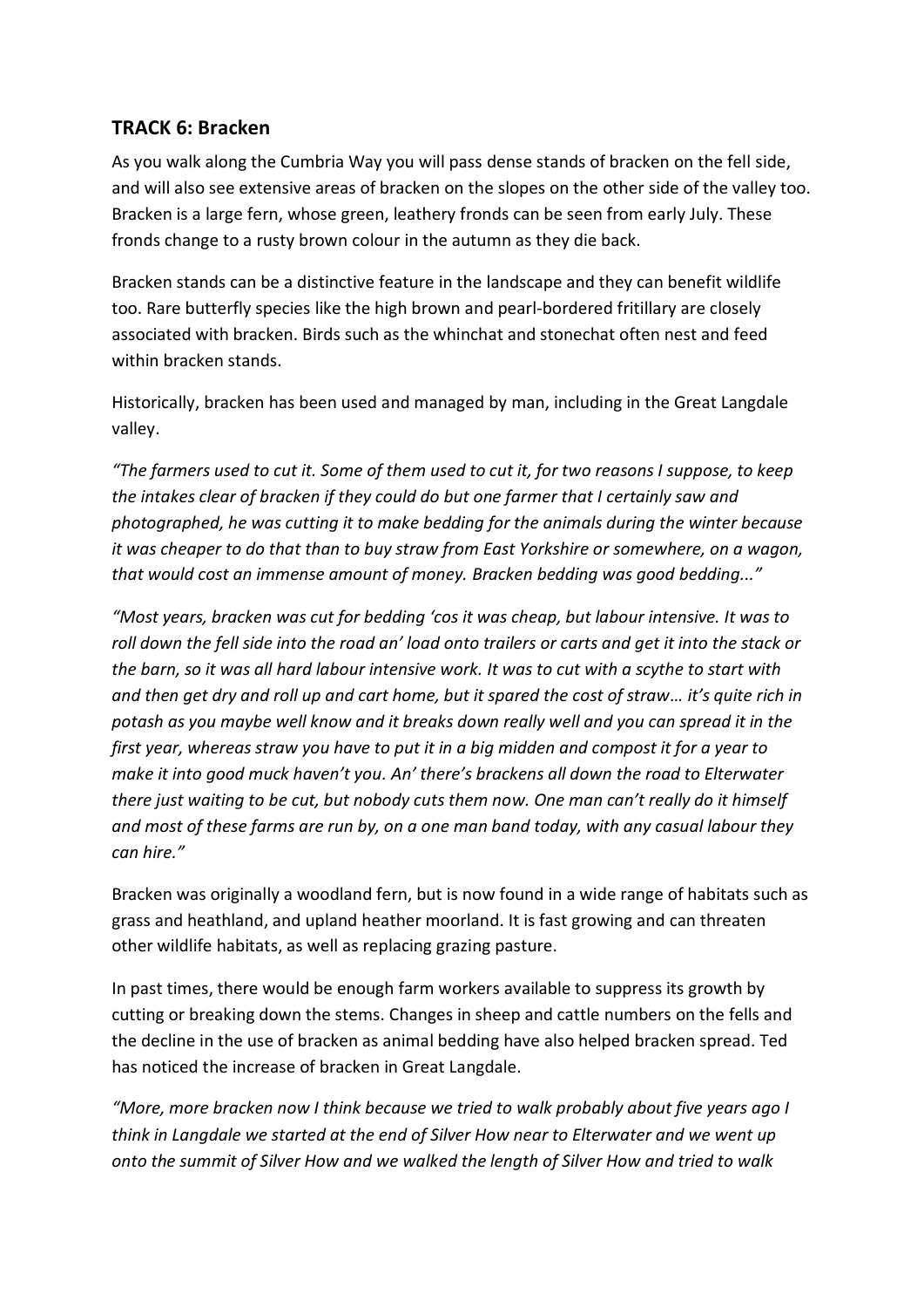## TRACK 6: Bracken

As you walk along the Cumbria Way you will pass dense stands of bracken on the fell side, and will also see extensive areas of bracken on the slopes on the other side of the valley too. Bracken is a large fern, whose green, leathery fronds can be seen from early July. These fronds change to a rusty brown colour in the autumn as they die back.

Bracken stands can be a distinctive feature in the landscape and they can benefit wildlife too. Rare butterfly species like the high brown and pearl-bordered fritillary are closely associated with bracken. Birds such as the whinchat and stonechat often nest and feed within bracken stands.

Historically, bracken has been used and managed by man, including in the Great Langdale valley.

*"The farmers used to cut it. Some of them used to cut it, for two reasons I suppose, to keep the intakes clear of bracken if they could do but one farmer that I certainly saw and photographed, he was cutting it to make bedding for the animals during the winter because it was cheaper to do that than to buy straw from East Yorkshire or somewhere, on a wagon, that would cost an immense amount of money. Bracken bedding was good bedding..."*

*"Most years, bracken was cut for bedding 'cos it was cheap, but labour intensive. It was to roll down the fell side into the road an' load onto trailers or carts and get it into the stack or the barn, so it was all hard labour intensive work. It was to cut with a scythe to start with and then get dry and roll up and cart home, but it spared the cost of straw… it's quite rich in potash as you maybe well know and it breaks down really well and you can spread it in the first year, whereas straw you have to put it in a big midden and compost it for a year to make it into good muck haven't you. An' there's brackens all down the road to Elterwater there just waiting to be cut, but nobody cuts them now. One man can't really do it himself and most of these farms are run by, on a one man band today, with any casual labour they can hire."*

Bracken was originally a woodland fern, but is now found in a wide range of habitats such as grass and heathland, and upland heather moorland. It is fast growing and can threaten other wildlife habitats, as well as replacing grazing pasture.

In past times, there would be enough farm workers available to suppress its growth by cutting or breaking down the stems. Changes in sheep and cattle numbers on the fells and the decline in the use of bracken as animal bedding have also helped bracken spread. Ted has noticed the increase of bracken in Great Langdale.

*"More, more bracken now I think because we tried to walk probably about five years ago I think in Langdale we started at the end of Silver How near to Elterwater and we went up onto the summit of Silver How and we walked the length of Silver How and tried to walk*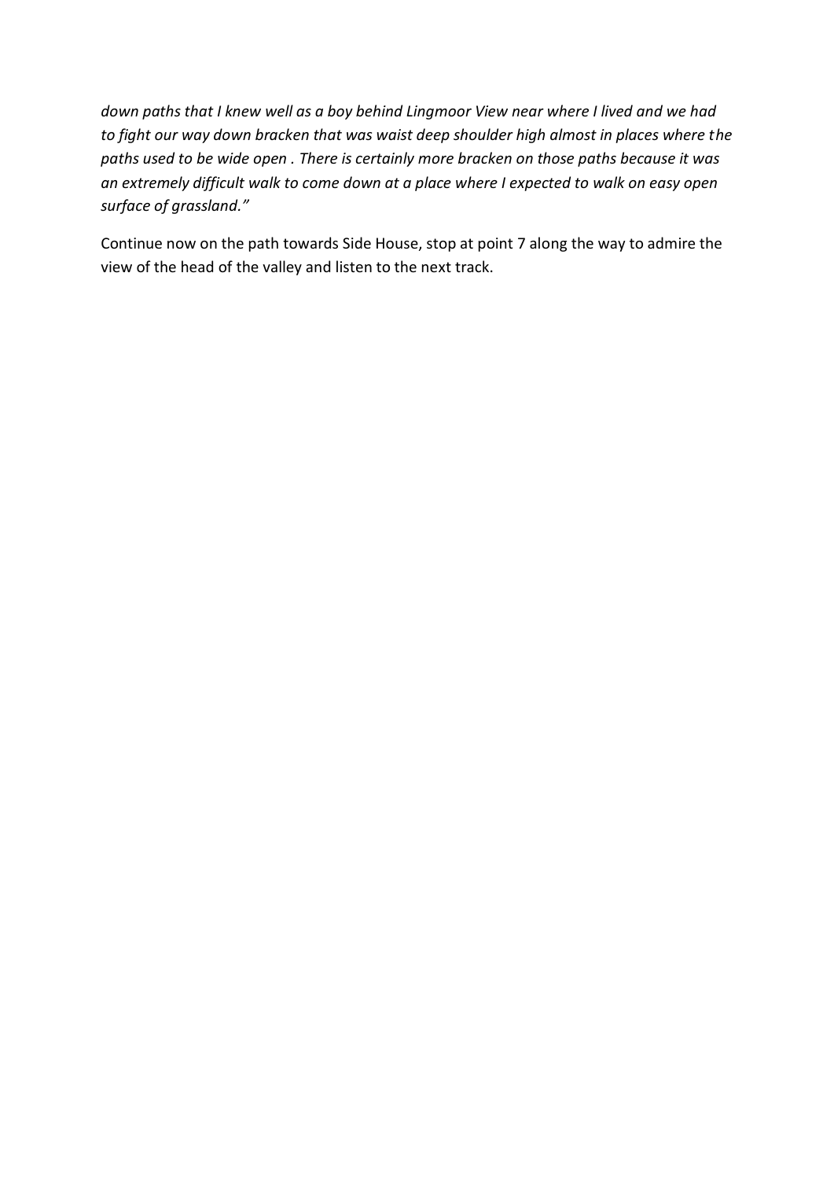*down paths that I knew well as a boy behind Lingmoor View near where I lived and we had to fight our way down bracken that was waist deep shoulder high almost in places where the paths used to be wide open . There is certainly more bracken on those paths because it was an extremely difficult walk to come down at a place where I expected to walk on easy open surface of grassland."*

Continue now on the path towards Side House, stop at point 7 along the way to admire the view of the head of the valley and listen to the next track.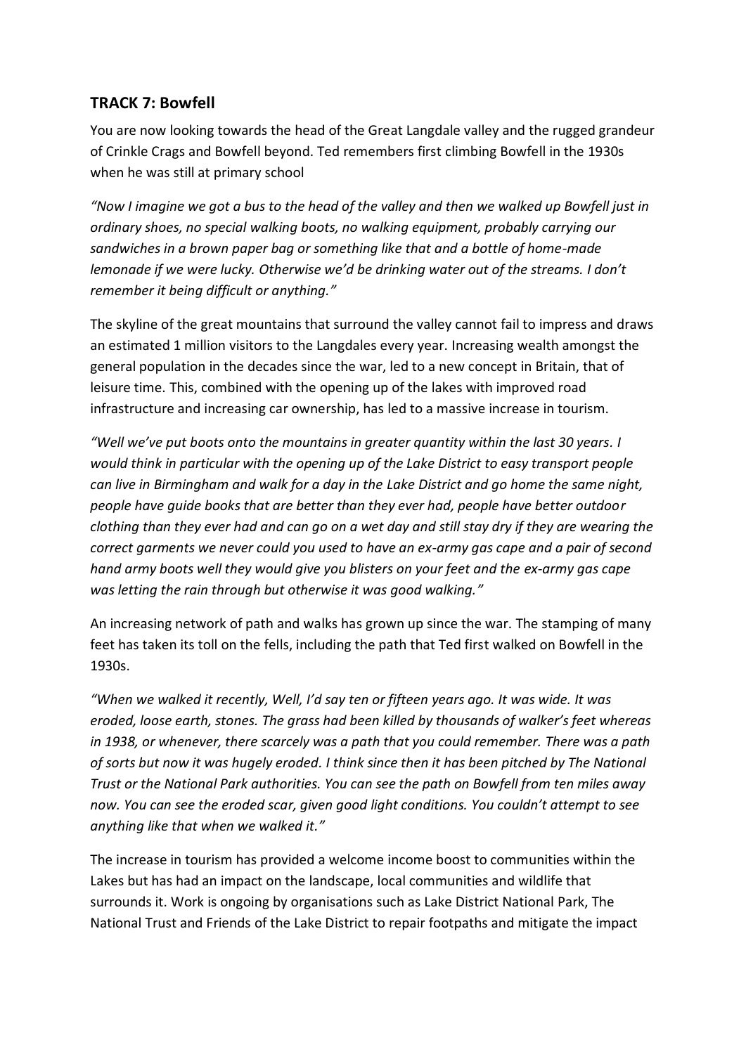## TRACK 7: Bowfell

You are now looking towards the head of the Great Langdale valley and the rugged grandeur of Crinkle Crags and Bowfell beyond. Ted remembers first climbing Bowfell in the 1930s when he was still at primary school

*"Now I imagine we got a bus to the head of the valley and then we walked up Bowfell just in ordinary shoes, no special walking boots, no walking equipment, probably carrying our sandwiches in a brown paper bag or something like that and a bottle of home-made lemonade if we were lucky. Otherwise we'd be drinking water out of the streams. I don't remember it being difficult or anything."*

The skyline of the great mountains that surround the valley cannot fail to impress and draws an estimated 1 million visitors to the Langdales every year. Increasing wealth amongst the general population in the decades since the war, led to a new concept in Britain, that of leisure time. This, combined with the opening up of the lakes with improved road infrastructure and increasing car ownership, has led to a massive increase in tourism.

*"Well we've put boots onto the mountains in greater quantity within the last 30 years. I would think in particular with the opening up of the Lake District to easy transport people can live in Birmingham and walk for a day in the Lake District and go home the same night, people have guide books that are better than they ever had, people have better outdoor clothing than they ever had and can go on a wet day and still stay dry if they are wearing the correct garments we never could you used to have an ex-army gas cape and a pair of second hand army boots well they would give you blisters on your feet and the ex-army gas cape was letting the rain through but otherwise it was good walking."*

An increasing network of path and walks has grown up since the war. The stamping of many feet has taken its toll on the fells, including the path that Ted first walked on Bowfell in the 1930s.

*"When we walked it recently, Well, I'd say ten or fifteen years ago. It was wide. It was eroded, loose earth, stones. The grass had been killed by thousands of walker's feet whereas in 1938, or whenever, there scarcely was a path that you could remember. There was a path of sorts but now it was hugely eroded. I think since then it has been pitched by The National Trust or the National Park authorities. You can see the path on Bowfell from ten miles away now. You can see the eroded scar, given good light conditions. You couldn't attempt to see anything like that when we walked it."*

The increase in tourism has provided a welcome income boost to communities within the Lakes but has had an impact on the landscape, local communities and wildlife that surrounds it. Work is ongoing by organisations such as Lake District National Park, The National Trust and Friends of the Lake District to repair footpaths and mitigate the impact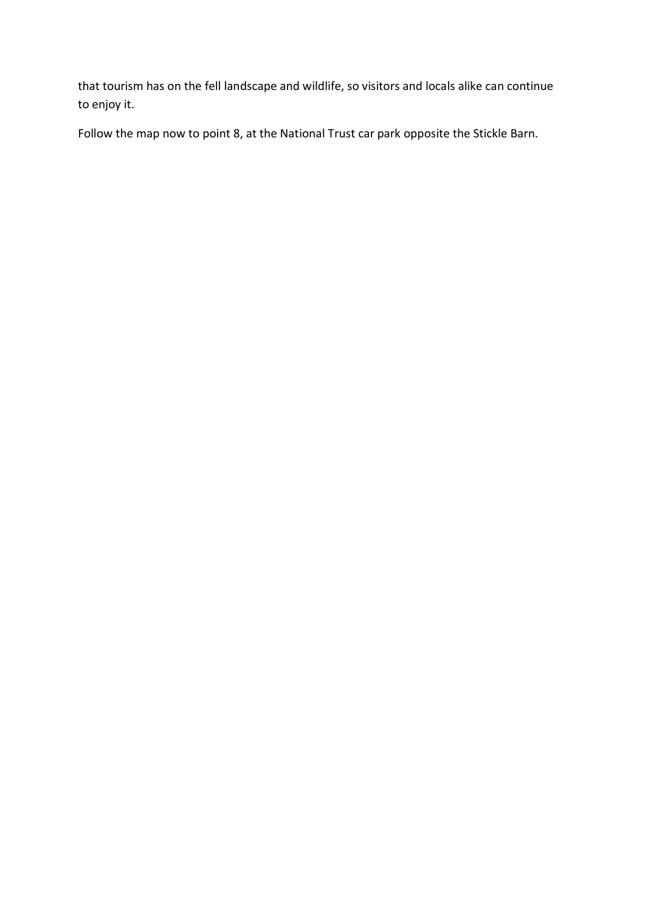that tourism has on the fell landscape and wildlife, so visitors and locals alike can continue to enjoy it.

Follow the map now to point 8, at the National Trust car park opposite the Stickle Barn.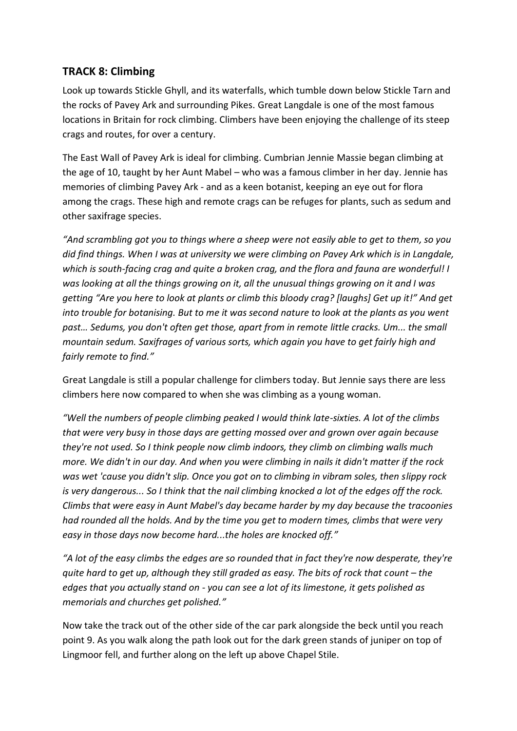## TRACK 8: Climbing

Look up towards Stickle Ghyll, and its waterfalls, which tumble down below Stickle Tarn and the rocks of Pavey Ark and surrounding Pikes. Great Langdale is one of the most famous locations in Britain for rock climbing. Climbers have been enjoying the challenge of its steep crags and routes, for over a century.

The East Wall of Pavey Ark is ideal for climbing. Cumbrian Jennie Massie began climbing at the age of 10, taught by her Aunt Mabel – who was a famous climber in her day. Jennie has memories of climbing Pavey Ark - and as a keen botanist, keeping an eye out for flora among the crags. These high and remote crags can be refuges for plants, such as sedum and other saxifrage species.

*"And scrambling got you to things where a sheep were not easily able to get to them, so you did find things. When I was at university we were climbing on Pavey Ark which is in Langdale, which is south-facing crag and quite a broken crag, and the flora and fauna are wonderful! I was looking at all the things growing on it, all the unusual things growing on it and I was getting "Are you here to look at plants or climb this bloody crag? [laughs] Get up it!" And get into trouble for botanising. But to me it was second nature to look at the plants as you went past… Sedums, you don't often get those, apart from in remote little cracks. Um... the small mountain sedum. Saxifrages of various sorts, which again you have to get fairly high and fairly remote to find."*

Great Langdale is still a popular challenge for climbers today. But Jennie says there are less climbers here now compared to when she was climbing as a young woman.

*"Well the numbers of people climbing peaked I would think late-sixties. A lot of the climbs that were very busy in those days are getting mossed over and grown over again because they're not used. So I think people now climb indoors, they climb on climbing walls much more. We didn't in our day. And when you were climbing in nails it didn't matter if the rock was wet 'cause you didn't slip. Once you got on to climbing in vibram soles, then slippy rock is very dangerous... So I think that the nail climbing knocked a lot of the edges off the rock. Climbs that were easy in Aunt Mabel's day became harder by my day because the tracoonies had rounded all the holds. And by the time you get to modern times, climbs that were very easy in those days now become hard...the holes are knocked off."*

*"A lot of the easy climbs the edges are so rounded that in fact they're now desperate, they're quite hard to get up, although they still graded as easy. The bits of rock that count – the edges that you actually stand on - you can see a lot of its limestone, it gets polished as memorials and churches get polished."*

Now take the track out of the other side of the car park alongside the beck until you reach point 9. As you walk along the path look out for the dark green stands of juniper on top of Lingmoor fell, and further along on the left up above Chapel Stile.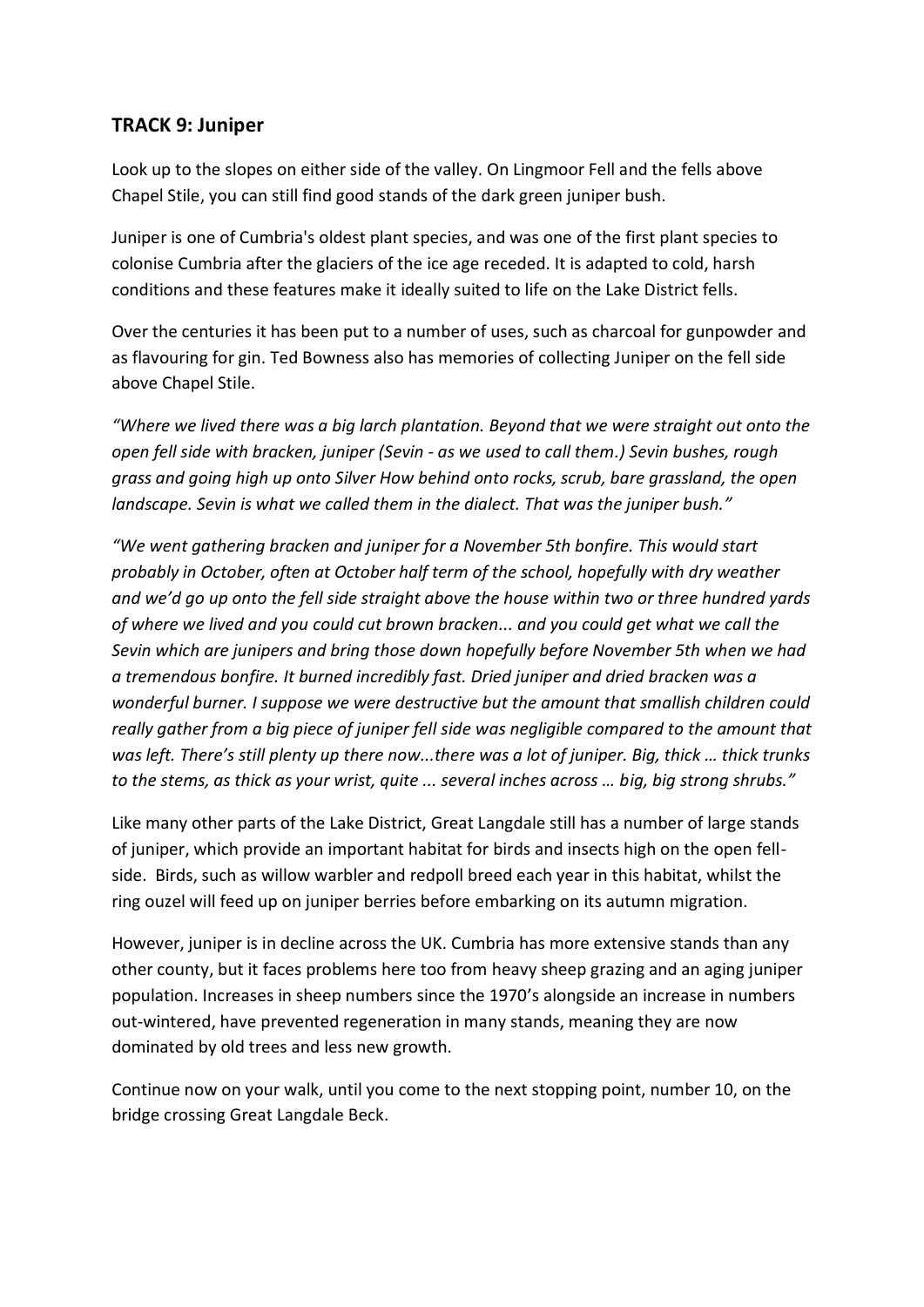## TRACK 9: Juniper

Look up to the slopes on either side of the valley. On Lingmoor Fell and the fells above Chapel Stile, you can still find good stands of the dark green juniper bush.

Juniper is one of Cumbria's oldest plant species, and was one of the first plant species to colonise Cumbria after the glaciers of the ice age receded. It is adapted to cold, harsh conditions and these features make it ideally suited to life on the Lake District fells.

Over the centuries it has been put to a number of uses, such as charcoal for gunpowder and as flavouring for gin. Ted Bowness also has memories of collecting Juniper on the fell side above Chapel Stile.

*"Where we lived there was a big larch plantation. Beyond that we were straight out onto the open fell side with bracken, juniper (Sevin - as we used to call them.) Sevin bushes, rough grass and going high up onto Silver How behind onto rocks, scrub, bare grassland, the open landscape. Sevin is what we called them in the dialect. That was the juniper bush."*

*"We went gathering bracken and juniper for a November 5th bonfire. This would start probably in October, often at October half term of the school, hopefully with dry weather and we'd go up onto the fell side straight above the house within two or three hundred yards of where we lived and you could cut brown bracken... and you could get what we call the Sevin which are junipers and bring those down hopefully before November 5th when we had a tremendous bonfire. It burned incredibly fast. Dried juniper and dried bracken was a wonderful burner. I suppose we were destructive but the amount that smallish children could really gather from a big piece of juniper fell side was negligible compared to the amount that was left. There's still plenty up there now...there was a lot of juniper. Big, thick … thick trunks to the stems, as thick as your wrist, quite ... several inches across … big, big strong shrubs."*

Like many other parts of the Lake District, Great Langdale still has a number of large stands of juniper, which provide an important habitat for birds and insects high on the open fell-side. Birds, such as willow warbler and redpoll breed each year in this habitat, whilst the ring ouzel will feed up on juniper berries before embarking on its autumn migration.

However, juniper is in decline across the UK. Cumbria has more extensive stands than any other county, but it faces problems here too from heavy sheep grazing and an aging juniper population. Increases in sheep numbers since the 1970's alongside an increase in numbers out-wintered, have prevented regeneration in many stands, meaning they are now dominated by old trees and less new growth.

Continue now on your walk, until you come to the next stopping point, number 10, on the bridge crossing Great Langdale Beck.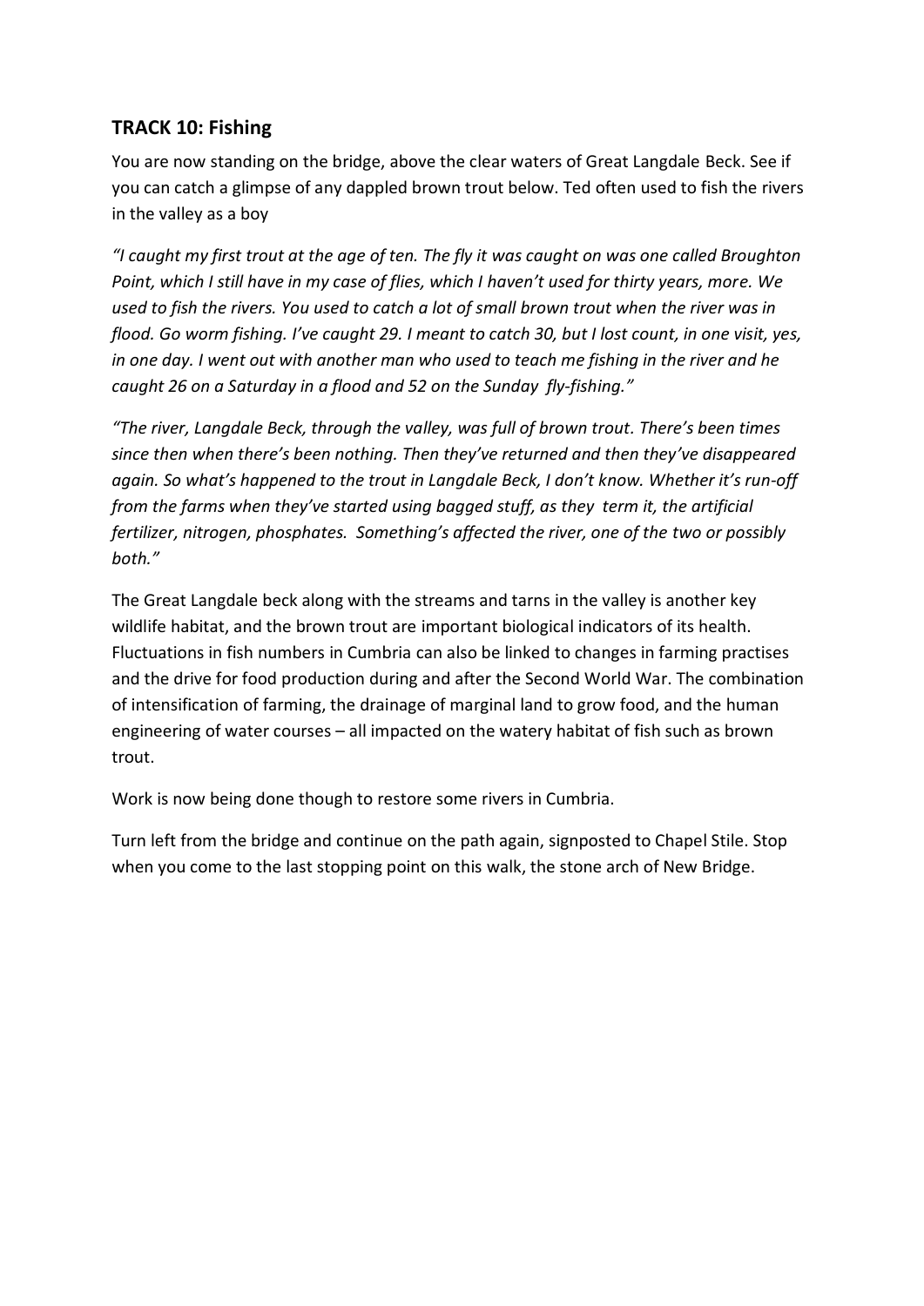## TRACK 10: Fishing

You are now standing on the bridge, above the clear waters of Great Langdale Beck. See if you can catch a glimpse of any dappled brown trout below. Ted often used to fish the rivers in the valley as a boy

*"I caught my first trout at the age of ten. The fly it was caught on was one called Broughton Point, which I still have in my case of flies, which I haven't used for thirty years, more. We used to fish the rivers. You used to catch a lot of small brown trout when the river was in flood. Go worm fishing. I've caught 29. I meant to catch 30, but I lost count, in one visit, yes, in one day. I went out with another man who used to teach me fishing in the river and he caught 26 on a Saturday in a flood and 52 on the Sunday fly-fishing."*

*"The river, Langdale Beck, through the valley, was full of brown trout. There's been times since then when there's been nothing. Then they've returned and then they've disappeared again. So what's happened to the trout in Langdale Beck, I don't know. Whether it's run-off from the farms when they've started using bagged stuff, as they term it, the artificial fertilizer, nitrogen, phosphates. Something's affected the river, one of the two or possibly both."*

The Great Langdale beck along with the streams and tarns in the valley is another key wildlife habitat, and the brown trout are important biological indicators of its health. Fluctuations in fish numbers in Cumbria can also be linked to changes in farming practises and the drive for food production during and after the Second World War. The combination of intensification of farming, the drainage of marginal land to grow food, and the human engineering of water courses – all impacted on the watery habitat of fish such as brown trout.

Work is now being done though to restore some rivers in Cumbria.

Turn left from the bridge and continue on the path again, signposted to Chapel Stile. Stop when you come to the last stopping point on this walk, the stone arch of New Bridge.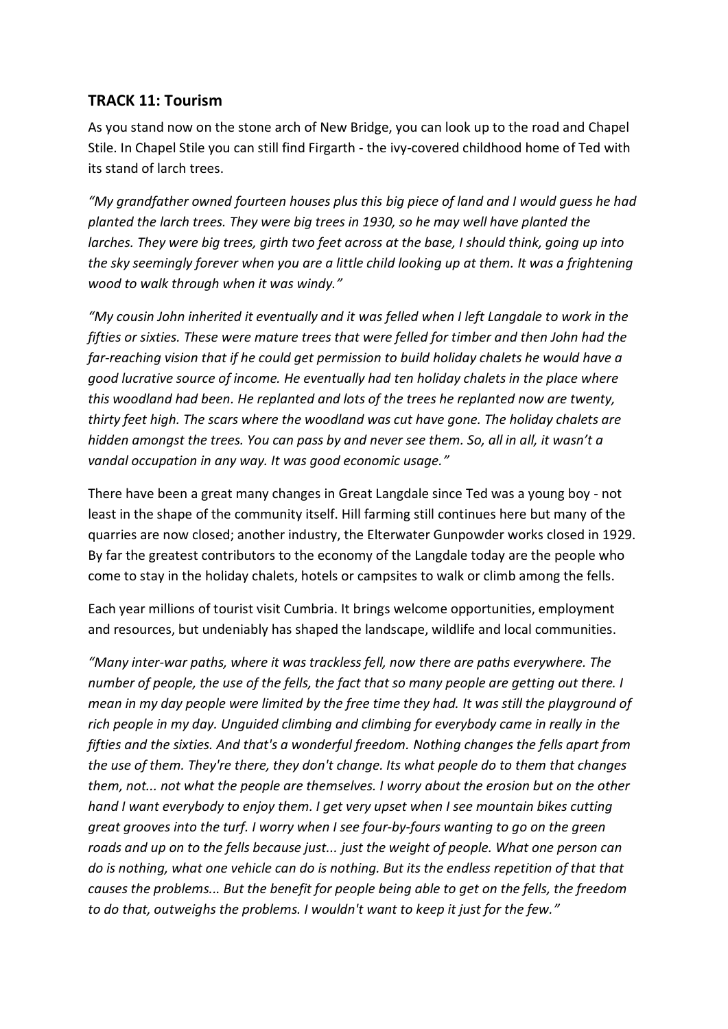## TRACK 11: Tourism

As you stand now on the stone arch of New Bridge, you can look up to the road and Chapel Stile. In Chapel Stile you can still find Firgarth - the ivy-covered childhood home of Ted with its stand of larch trees.

*"My grandfather owned fourteen houses plus this big piece of land and I would guess he had planted the larch trees. They were big trees in 1930, so he may well have planted the larches. They were big trees, girth two feet across at the base, I should think, going up into the sky seemingly forever when you are a little child looking up at them. It was a frightening wood to walk through when it was windy."*

*"My cousin John inherited it eventually and it was felled when I left Langdale to work in the fifties or sixties. These were mature trees that were felled for timber and then John had the far-reaching vision that if he could get permission to build holiday chalets he would have a good lucrative source of income. He eventually had ten holiday chalets in the place where this woodland had been. He replanted and lots of the trees he replanted now are twenty, thirty feet high. The scars where the woodland was cut have gone. The holiday chalets are hidden amongst the trees. You can pass by and never see them. So, all in all, it wasn't a vandal occupation in any way. It was good economic usage."*

There have been a great many changes in Great Langdale since Ted was a young boy - not least in the shape of the community itself. Hill farming still continues here but many of the quarries are now closed; another industry, the Elterwater Gunpowder works closed in 1929. By far the greatest contributors to the economy of the Langdale today are the people who come to stay in the holiday chalets, hotels or campsites to walk or climb among the fells.

Each year millions of tourist visit Cumbria. It brings welcome opportunities, employment and resources, but undeniably has shaped the landscape, wildlife and local communities.

*"Many inter-war paths, where it was trackless fell, now there are paths everywhere. The number of people, the use of the fells, the fact that so many people are getting out there. I mean in my day people were limited by the free time they had. It was still the playground of rich people in my day. Unguided climbing and climbing for everybody came in really in the fifties and the sixties. And that's a wonderful freedom. Nothing changes the fells apart from the use of them. They're there, they don't change. Its what people do to them that changes them, not... not what the people are themselves. I worry about the erosion but on the other hand I want everybody to enjoy them. I get very upset when I see mountain bikes cutting great grooves into the turf. I worry when I see four-by-fours wanting to go on the green roads and up on to the fells because just... just the weight of people. What one person can do is nothing, what one vehicle can do is nothing. But its the endless repetition of that that causes the problems... But the benefit for people being able to get on the fells, the freedom to do that, outweighs the problems. I wouldn't want to keep it just for the few."*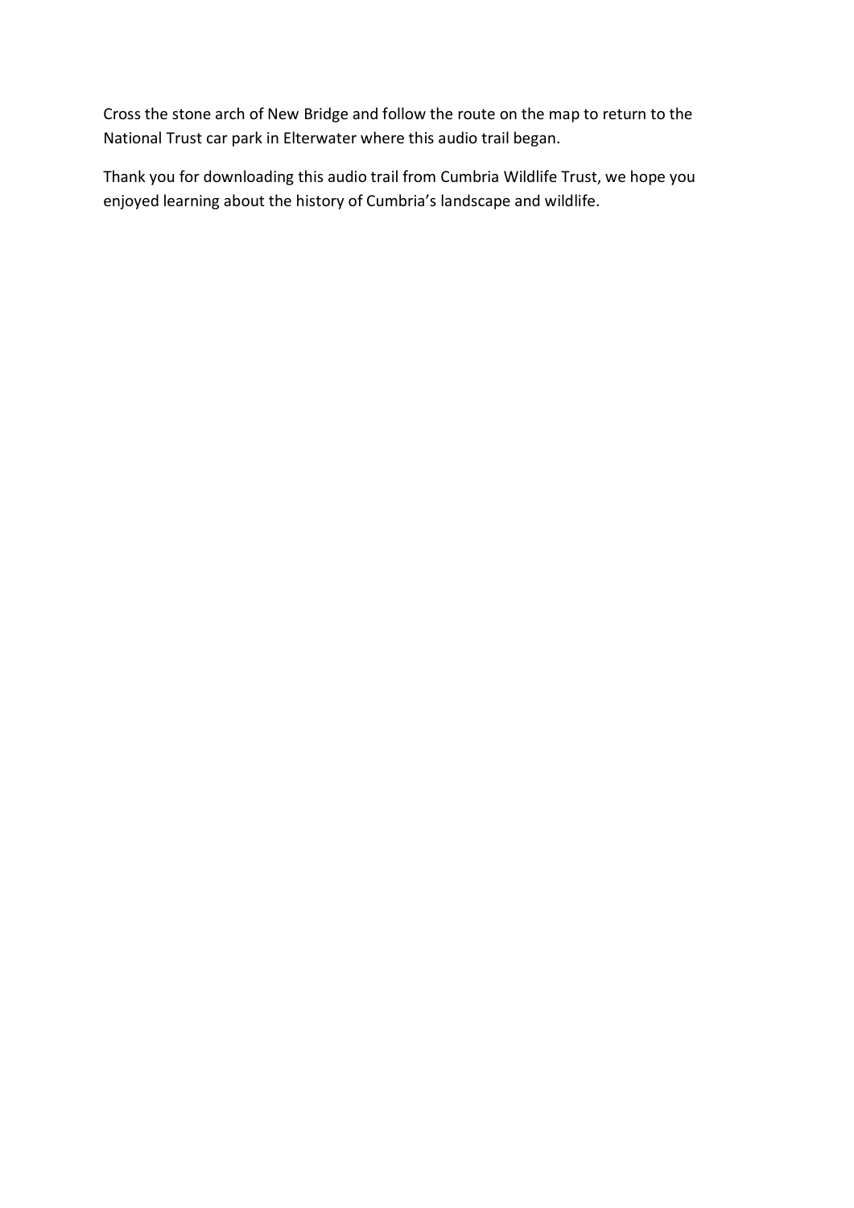Cross the stone arch of New Bridge and follow the route on the map to return to the National Trust car park in Elterwater where this audio trail began.

Thank you for downloading this audio trail from Cumbria Wildlife Trust, we hope you enjoyed learning about the history of Cumbria's landscape and wildlife.